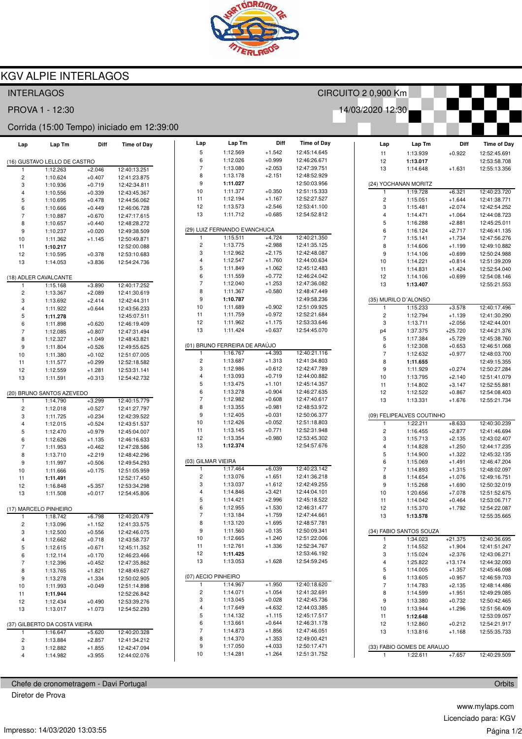# KGV ALPIE INTERLAGOS

INTERLAGOS — CIRCUITO 2 0,900 Km

PROVA 1 - 12:30 — 14/03/2020 12:30

Corrida (15:00 Tempo) iniciado em 12:39:00

### (16) GUSTAVO LELLO DE CASTRO

| Lap | Lap Tm | Diff | Time of Day |
|---|---|---|---|
| 1 | 1:12.263 | +2.046 | 12:40:13.251 |
| 2 | 1:10.624 | +0.407 | 12:41:23.875 |
| 3 | 1:10.936 | +0.719 | 12:42:34.811 |
| 4 | 1:10.556 | +0.339 | 12:43:45.367 |
| 5 | 1:10.695 | +0.478 | 12:44:56.062 |
| 6 | 1:10.666 | +0.449 | 12:46:06.728 |
| 7 | 1:10.887 | +0.670 | 12:47:17.615 |
| 8 | 1:10.657 | +0.440 | 12:48:28.272 |
| 9 | 1:10.237 | +0.020 | 12:49:38.509 |
| 10 | 1:11.362 | +1.145 | 12:50:49.871 |
| 11 | **1:10.217** | | 12:52:00.088 |
| 12 | 1:10.595 | +0.378 | 12:53:10.683 |
| 13 | 1:14.053 | +3.836 | 12:54:24.736 |

### (18) ADLER CAVALCANTE

| Lap | Lap Tm | Diff | Time of Day |
|---|---|---|---|
| 1 | 1:15.168 | +3.890 | 12:40:17.252 |
| 2 | 1:13.367 | +2.089 | 12:41:30.619 |
| 3 | 1:13.692 | +2.414 | 12:42:44.311 |
| 4 | 1:11.922 | +0.644 | 12:43:56.233 |
| 5 | **1:11.278** | | 12:45:07.511 |
| 6 | 1:11.898 | +0.620 | 12:46:19.409 |
| 7 | 1:12.085 | +0.807 | 12:47:31.494 |
| 8 | 1:12.327 | +1.049 | 12:48:43.821 |
| 9 | 1:11.804 | +0.526 | 12:49:55.625 |
| 10 | 1:11.380 | +0.102 | 12:51:07.005 |
| 11 | 1:11.577 | +0.299 | 12:52:18.582 |
| 12 | 1:12.559 | +1.281 | 12:53:31.141 |
| 13 | 1:11.591 | +0.313 | 12:54:42.732 |

### (20) BRUNO SANTOS AZEVEDO

| Lap | Lap Tm | Diff | Time of Day |
|---|---|---|---|
| 1 | 1:14.790 | +3.299 | 12:40:15.779 |
| 2 | 1:12.018 | +0.527 | 12:41:27.797 |
| 3 | 1:11.725 | +0.234 | 12:42:39.522 |
| 4 | 1:12.015 | +0.524 | 12:43:51.537 |
| 5 | 1:12.470 | +0.979 | 12:45:04.007 |
| 6 | 1:12.626 | +1.135 | 12:46:16.633 |
| 7 | 1:11.953 | +0.462 | 12:47:28.586 |
| 8 | 1:13.710 | +2.219 | 12:48:42.296 |
| 9 | 1:11.997 | +0.506 | 12:49:54.293 |
| 10 | 1:11.666 | +0.175 | 12:51:05.959 |
| 11 | **1:11.491** | | 12:52:17.450 |
| 12 | 1:16.848 | +5.357 | 12:53:34.298 |
| 13 | 1:11.508 | +0.017 | 12:54:45.806 |

### (17) MARCELO PINHEIRO

| Lap | Lap Tm | Diff | Time of Day |
|---|---|---|---|
| 1 | 1:18.742 | +6.798 | 12:40:20.479 |
| 2 | 1:13.096 | +1.152 | 12:41:33.575 |
| 3 | 1:12.500 | +0.556 | 12:42:46.075 |
| 4 | 1:12.662 | +0.718 | 12:43:58.737 |
| 5 | 1:12.615 | +0.671 | 12:45:11.352 |
| 6 | 1:12.114 | +0.170 | 12:46:23.466 |
| 7 | 1:12.396 | +0.452 | 12:47:35.862 |
| 8 | 1:13.765 | +1.821 | 12:48:49.627 |
| 9 | 1:13.278 | +1.334 | 12:50:02.905 |
| 10 | 1:11.993 | +0.049 | 12:51:14.898 |
| 11 | **1:11.944** | | 12:52:26.842 |
| 12 | 1:12.434 | +0.490 | 12:53:39.276 |
| 13 | 1:13.017 | +1.073 | 12:54:52.293 |

### (37) GILBERTO DA COSTA VIEIRA

| Lap | Lap Tm | Diff | Time of Day |
|---|---|---|---|
| 1 | 1:16.647 | +5.620 | 12:40:20.328 |
| 2 | 1:13.884 | +2.857 | 12:41:34.212 |
| 3 | 1:12.882 | +1.855 | 12:42:47.094 |
| 4 | 1:14.982 | +3.955 | 12:44:02.076 |
| 5 | 1:12.569 | +1.542 | 12:45:14.645 |
| 6 | 1:12.026 | +0.999 | 12:46:26.671 |
| 7 | 1:13.080 | +2.053 | 12:47:39.751 |
| 8 | 1:13.178 | +2.151 | 12:48:52.929 |
| 9 | **1:11.027** | | 12:50:03.956 |
| 10 | 1:11.377 | +0.350 | 12:51:15.333 |
| 11 | 1:12.194 | +1.167 | 12:52:27.527 |
| 12 | 1:13.573 | +2.546 | 12:53:41.100 |
| 13 | 1:11.712 | +0.685 | 12:54:52.812 |

### (29) LUIZ FERNANDO EVANCHUCA

| Lap | Lap Tm | Diff | Time of Day |
|---|---|---|---|
| 1 | 1:15.511 | +4.724 | 12:40:21.350 |
| 2 | 1:13.775 | +2.988 | 12:41:35.125 |
| 3 | 1:12.962 | +2.175 | 12:42:48.087 |
| 4 | 1:12.547 | +1.760 | 12:44:00.634 |
| 5 | 1:11.849 | +1.062 | 12:45:12.483 |
| 6 | 1:11.559 | +0.772 | 12:46:24.042 |
| 7 | 1:12.040 | +1.253 | 12:47:36.082 |
| 8 | 1:11.367 | +0.580 | 12:48:47.449 |
| 9 | **1:10.787** | | 12:49:58.236 |
| 10 | 1:11.689 | +0.902 | 12:51:09.925 |
| 11 | 1:11.759 | +0.972 | 12:52:21.684 |
| 12 | 1:11.962 | +1.175 | 12:53:33.646 |
| 13 | 1:11.424 | +0.637 | 12:54:45.070 |

### (01) BRUNO FERREIRA DE ARAÚJO

| Lap | Lap Tm | Diff | Time of Day |
|---|---|---|---|
| 1 | 1:16.767 | +4.393 | 12:40:21.116 |
| 2 | 1:13.687 | +1.313 | 12:41:34.803 |
| 3 | 1:12.986 | +0.612 | 12:42:47.789 |
| 4 | 1:13.093 | +0.719 | 12:44:00.882 |
| 5 | 1:13.475 | +1.101 | 12:45:14.357 |
| 6 | 1:13.278 | +0.904 | 12:46:27.635 |
| 7 | 1:12.982 | +0.608 | 12:47:40.617 |
| 8 | 1:13.355 | +0.981 | 12:48:53.972 |
| 9 | 1:12.405 | +0.031 | 12:50:06.377 |
| 10 | 1:12.426 | +0.052 | 12:51:18.803 |
| 11 | 1:13.145 | +0.771 | 12:52:31.948 |
| 12 | 1:13.354 | +0.980 | 12:53:45.302 |
| 13 | **1:12.374** | | 12:54:57.676 |

### (03) GILMAR VIEIRA

| Lap | Lap Tm | Diff | Time of Day |
|---|---|---|---|
| 1 | 1:17.464 | +6.039 | 12:40:23.142 |
| 2 | 1:13.076 | +1.651 | 12:41:36.218 |
| 3 | 1:13.037 | +1.612 | 12:42:49.255 |
| 4 | 1:14.846 | +3.421 | 12:44:04.101 |
| 5 | 1:14.421 | +2.996 | 12:45:18.522 |
| 6 | 1:12.955 | +1.530 | 12:46:31.477 |
| 7 | 1:13.184 | +1.759 | 12:47:44.661 |
| 8 | 1:13.120 | +1.695 | 12:48:57.781 |
| 9 | 1:11.560 | +0.135 | 12:50:09.341 |
| 10 | 1:12.665 | +1.240 | 12:51:22.006 |
| 11 | 1:12.761 | +1.336 | 12:52:34.767 |
| 12 | **1:11.425** | | 12:53:46.192 |
| 13 | 1:13.053 | +1.628 | 12:54:59.245 |

### (07) AECIO PINHEIRO

| Lap | Lap Tm | Diff | Time of Day |
|---|---|---|---|
| 1 | 1:14.967 | +1.950 | 12:40:18.620 |
| 2 | 1:14.071 | +1.054 | 12:41:32.691 |
| 3 | 1:13.045 | +0.028 | 12:42:45.736 |
| 4 | 1:17.649 | +4.632 | 12:44:03.385 |
| 5 | 1:14.132 | +1.115 | 12:45:17.517 |
| 6 | 1:13.661 | +0.644 | 12:46:31.178 |
| 7 | 1:14.873 | +1.856 | 12:47:46.051 |
| 8 | 1:14.370 | +1.353 | 12:49:00.421 |
| 9 | 1:17.050 | +4.033 | 12:50:17.471 |
| 10 | 1:14.281 | +1.264 | 12:51:31.752 |
| 11 | 1:13.939 | +0.922 | 12:52:45.691 |
| 12 | **1:13.017** | | 12:53:58.708 |
| 13 | 1:14.648 | +1.631 | 12:55:13.356 |

### (24) YOCHANAN MORITZ

| Lap | Lap Tm | Diff | Time of Day |
|---|---|---|---|
| 1 | 1:19.728 | +6.321 | 12:40:23.720 |
| 2 | 1:15.051 | +1.644 | 12:41:38.771 |
| 3 | 1:15.481 | +2.074 | 12:42:54.252 |
| 4 | 1:14.471 | +1.064 | 12:44:08.723 |
| 5 | 1:16.288 | +2.881 | 12:45:25.011 |
| 6 | 1:16.124 | +2.717 | 12:46:41.135 |
| 7 | 1:15.141 | +1.734 | 12:47:56.276 |
| 8 | 1:14.606 | +1.199 | 12:49:10.882 |
| 9 | 1:14.106 | +0.699 | 12:50:24.988 |
| 10 | 1:14.221 | +0.814 | 12:51:39.209 |
| 11 | 1:14.831 | +1.424 | 12:52:54.040 |
| 12 | 1:14.106 | +0.699 | 12:54:08.146 |
| 13 | **1:13.407** | | 12:55:21.553 |

### (35) MURILO D´ALONSO

| Lap | Lap Tm | Diff | Time of Day |
|---|---|---|---|
| 1 | 1:15.233 | +3.578 | 12:40:17.496 |
| 2 | 1:12.794 | +1.139 | 12:41:30.290 |
| 3 | 1:13.711 | +2.056 | 12:42:44.001 |
| p4 | 1:37.375 | +25.720 | 12:44:21.376 |
| 5 | 1:17.384 | +5.729 | 12:45:38.760 |
| 6 | 1:12.308 | +0.653 | 12:46:51.068 |
| 7 | 1:12.632 | +0.977 | 12:48:03.700 |
| 8 | **1:11.655** | | 12:49:15.355 |
| 9 | 1:11.929 | +0.274 | 12:50:27.284 |
| 10 | 1:13.795 | +2.140 | 12:51:41.079 |
| 11 | 1:14.802 | +3.147 | 12:52:55.881 |
| 12 | 1:12.522 | +0.867 | 12:54:08.403 |
| 13 | 1:13.331 | +1.676 | 12:55:21.734 |

### (09) FELIPEALVES COUTINHO

| Lap | Lap Tm | Diff | Time of Day |
|---|---|---|---|
| 1 | 1:22.211 | +8.633 | 12:40:30.239 |
| 2 | 1:16.455 | +2.877 | 12:41:46.694 |
| 3 | 1:15.713 | +2.135 | 12:43:02.407 |
| 4 | 1:14.828 | +1.250 | 12:44:17.235 |
| 5 | 1:14.900 | +1.322 | 12:45:32.135 |
| 6 | 1:15.069 | +1.491 | 12:46:47.204 |
| 7 | 1:14.893 | +1.315 | 12:48:02.097 |
| 8 | 1:14.654 | +1.076 | 12:49:16.751 |
| 9 | 1:15.268 | +1.690 | 12:50:32.019 |
| 10 | 1:20.656 | +7.078 | 12:51:52.675 |
| 11 | 1:14.042 | +0.464 | 12:53:06.717 |
| 12 | 1:15.370 | +1.792 | 12:54:22.087 |
| 13 | **1:13.578** | | 12:55:35.665 |

### (34) FABIO SANTOS SOUZA

| Lap | Lap Tm | Diff | Time of Day |
|---|---|---|---|
| 1 | 1:34.023 | +21.375 | 12:40:36.695 |
| 2 | 1:14.552 | +1.904 | 12:41:51.247 |
| 3 | 1:15.024 | +2.376 | 12:43:06.271 |
| 4 | 1:25.822 | +13.174 | 12:44:32.093 |
| 5 | 1:14.005 | +1.357 | 12:45:46.098 |
| 6 | 1:13.605 | +0.957 | 12:46:59.703 |
| 7 | 1:14.783 | +2.135 | 12:48:14.486 |
| 8 | 1:14.599 | +1.951 | 12:49:29.085 |
| 9 | 1:13.380 | +0.732 | 12:50:42.465 |
| 10 | 1:13.944 | +1.296 | 12:51:56.409 |
| 11 | **1:12.648** | | 12:53:09.057 |
| 12 | 1:12.860 | +0.212 | 12:54:21.917 |
| 13 | 1:13.816 | +1.168 | 12:55:35.733 |

### (33) FABIO GOMES DE ARAUJO

| Lap | Lap Tm | Diff | Time of Day |
|---|---|---|---|
| 1 | 1:22.611 | +7.657 | 12:40:29.509 |

Chefe de cronometragem - Davi Portugal — Orbits

Diretor de Prova

www.mylaps.com

Licenciado para: KGV

Impresso: 14/03/2020 13:03:55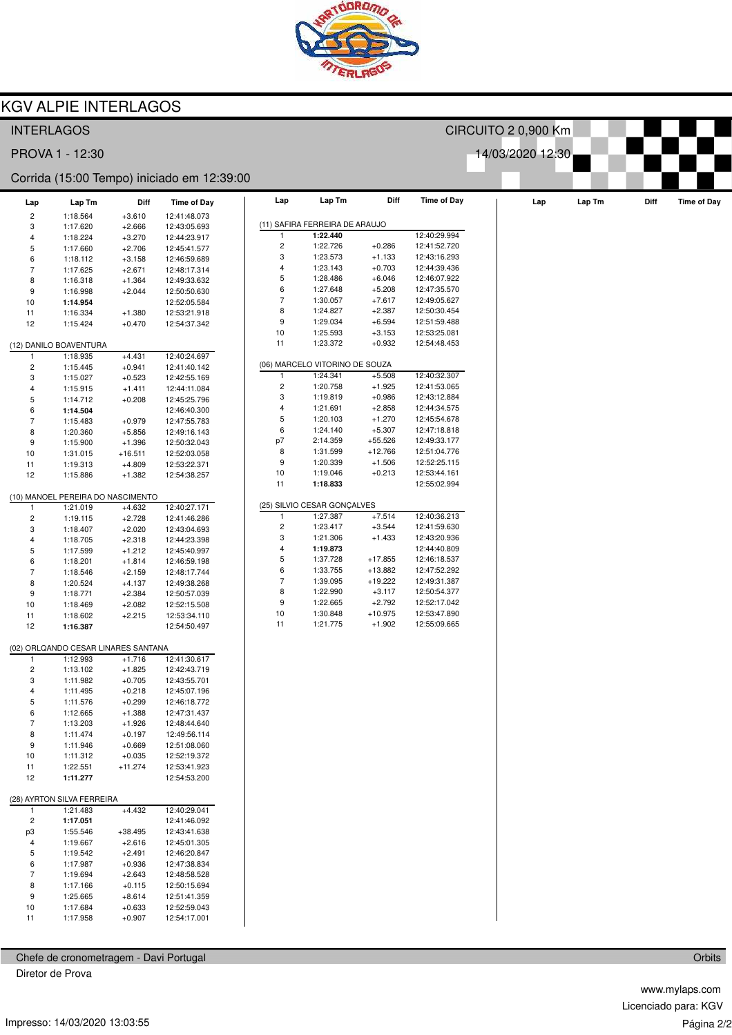# KGV ALPIE INTERLAGOS

INTERLAGOS — CIRCUITO 2 0,900 Km

PROVA 1 - 12:30 — 14/03/2020 12:30

Corrida (15:00 Tempo) iniciado em 12:39:00

| Lap | Lap Tm | Diff | Time of Day |
|---|---|---|---|
| 2 | 1:18.564 | +3.610 | 12:41:48.073 |
| 3 | 1:17.620 | +2.666 | 12:43:05.693 |
| 4 | 1:18.224 | +3.270 | 12:44:23.917 |
| 5 | 1:17.660 | +2.706 | 12:45:41.577 |
| 6 | 1:18.112 | +3.158 | 12:46:59.689 |
| 7 | 1:17.625 | +2.671 | 12:48:17.314 |
| 8 | 1:16.318 | +1.364 | 12:49:33.632 |
| 9 | 1:16.998 | +2.044 | 12:50:50.630 |
| 10 | **1:14.954** | | 12:52:05.584 |
| 11 | 1:16.334 | +1.380 | 12:53:21.918 |
| 12 | 1:15.424 | +0.470 | 12:54:37.342 |

(12) DANILO BOAVENTURA

| Lap | Lap Tm | Diff | Time of Day |
|---|---|---|---|
| 1 | 1:18.935 | +4.431 | 12:40:24.697 |
| 2 | 1:15.445 | +0.941 | 12:41:40.142 |
| 3 | 1:15.027 | +0.523 | 12:42:55.169 |
| 4 | 1:15.915 | +1.411 | 12:44:11.084 |
| 5 | 1:14.712 | +0.208 | 12:45:25.796 |
| 6 | **1:14.504** | | 12:46:40.300 |
| 7 | 1:15.483 | +0.979 | 12:47:55.783 |
| 8 | 1:20.360 | +5.856 | 12:49:16.143 |
| 9 | 1:15.900 | +1.396 | 12:50:32.043 |
| 10 | 1:31.015 | +16.511 | 12:52:03.058 |
| 11 | 1:19.313 | +4.809 | 12:53:22.371 |
| 12 | 1:15.886 | +1.382 | 12:54:38.257 |

(10) MANOEL PEREIRA DO NASCIMENTO

| Lap | Lap Tm | Diff | Time of Day |
|---|---|---|---|
| 1 | 1:21.019 | +4.632 | 12:40:27.171 |
| 2 | 1:19.115 | +2.728 | 12:41:46.286 |
| 3 | 1:18.407 | +2.020 | 12:43:04.693 |
| 4 | 1:18.705 | +2.318 | 12:44:23.398 |
| 5 | 1:17.599 | +1.212 | 12:45:40.997 |
| 6 | 1:18.201 | +1.814 | 12:46:59.198 |
| 7 | 1:18.546 | +2.159 | 12:48:17.744 |
| 8 | 1:20.524 | +4.137 | 12:49:38.268 |
| 9 | 1:18.771 | +2.384 | 12:50:57.039 |
| 10 | 1:18.469 | +2.082 | 12:52:15.508 |
| 11 | 1:18.602 | +2.215 | 12:53:34.110 |
| 12 | **1:16.387** | | 12:54:50.497 |

(02) ORLQANDO CESAR LINARES SANTANA

| Lap | Lap Tm | Diff | Time of Day |
|---|---|---|---|
| 1 | 1:12.993 | +1.716 | 12:41:30.617 |
| 2 | 1:13.102 | +1.825 | 12:42:43.719 |
| 3 | 1:11.982 | +0.705 | 12:43:55.701 |
| 4 | 1:11.495 | +0.218 | 12:45:07.196 |
| 5 | 1:11.576 | +0.299 | 12:46:18.772 |
| 6 | 1:12.665 | +1.388 | 12:47:31.437 |
| 7 | 1:13.203 | +1.926 | 12:48:44.640 |
| 8 | 1:11.474 | +0.197 | 12:49:56.114 |
| 9 | 1:11.946 | +0.669 | 12:51:08.060 |
| 10 | 1:11.312 | +0.035 | 12:52:19.372 |
| 11 | 1:22.551 | +11.274 | 12:53:41.923 |
| 12 | **1:11.277** | | 12:54:53.200 |

(28) AYRTON SILVA FERREIRA

| Lap | Lap Tm | Diff | Time of Day |
|---|---|---|---|
| 1 | 1:21.483 | +4.432 | 12:40:29.041 |
| 2 | **1:17.051** | | 12:41:46.092 |
| p3 | 1:55.546 | +38.495 | 12:43:41.638 |
| 4 | 1:19.667 | +2.616 | 12:45:01.305 |
| 5 | 1:19.542 | +2.491 | 12:46:20.847 |
| 6 | 1:17.987 | +0.936 | 12:47:38.834 |
| 7 | 1:19.694 | +2.643 | 12:48:58.528 |
| 8 | 1:17.166 | +0.115 | 12:50:15.694 |
| 9 | 1:25.665 | +8.614 | 12:51:41.359 |
| 10 | 1:17.684 | +0.633 | 12:52:59.043 |
| 11 | 1:17.958 | +0.907 | 12:54:17.001 |

(11) SAFIRA FERREIRA DE ARAUJO

| Lap | Lap Tm | Diff | Time of Day |
|---|---|---|---|
| 1 | **1:22.440** | | 12:40:29.994 |
| 2 | 1:22.726 | +0.286 | 12:41:52.720 |
| 3 | 1:23.573 | +1.133 | 12:43:16.293 |
| 4 | 1:23.143 | +0.703 | 12:44:39.436 |
| 5 | 1:28.486 | +6.046 | 12:46:07.922 |
| 6 | 1:27.648 | +5.208 | 12:47:35.570 |
| 7 | 1:30.057 | +7.617 | 12:49:05.627 |
| 8 | 1:24.827 | +2.387 | 12:50:30.454 |
| 9 | 1:29.034 | +6.594 | 12:51:59.488 |
| 10 | 1:25.593 | +3.153 | 12:53:25.081 |
| 11 | 1:23.372 | +0.932 | 12:54:48.453 |

(06) MARCELO VITORINO DE SOUZA

| Lap | Lap Tm | Diff | Time of Day |
|---|---|---|---|
| 1 | 1:24.341 | +5.508 | 12:40:32.307 |
| 2 | 1:20.758 | +1.925 | 12:41:53.065 |
| 3 | 1:19.819 | +0.986 | 12:43:12.884 |
| 4 | 1:21.691 | +2.858 | 12:44:34.575 |
| 5 | 1:20.103 | +1.270 | 12:45:54.678 |
| 6 | 1:24.140 | +5.307 | 12:47:18.818 |
| p7 | 2:14.359 | +55.526 | 12:49:33.177 |
| 8 | 1:31.599 | +12.766 | 12:51:04.776 |
| 9 | 1:20.339 | +1.506 | 12:52:25.115 |
| 10 | 1:19.046 | +0.213 | 12:53:44.161 |
| 11 | **1:18.833** | | 12:55:02.994 |

(25) SILVIO CESAR GONÇALVES

| Lap | Lap Tm | Diff | Time of Day |
|---|---|---|---|
| 1 | 1:27.387 | +7.514 | 12:40:36.213 |
| 2 | 1:23.417 | +3.544 | 12:41:59.630 |
| 3 | 1:21.306 | +1.433 | 12:43:20.936 |
| 4 | **1:19.873** | | 12:44:40.809 |
| 5 | 1:37.728 | +17.855 | 12:46:18.537 |
| 6 | 1:33.755 | +13.882 | 12:47:52.292 |
| 7 | 1:39.095 | +19.222 | 12:49:31.387 |
| 8 | 1:22.990 | +3.117 | 12:50:54.377 |
| 9 | 1:22.665 | +2.792 | 12:52:17.042 |
| 10 | 1:30.848 | +10.975 | 12:53:47.890 |
| 11 | 1:21.775 | +1.902 | 12:55:09.665 |

Chefe de cronometragem - Davi Portugal

Diretor de Prova

Orbits

www.mylaps.com

Licenciado para: KGV

Impresso: 14/03/2020 13:03:55